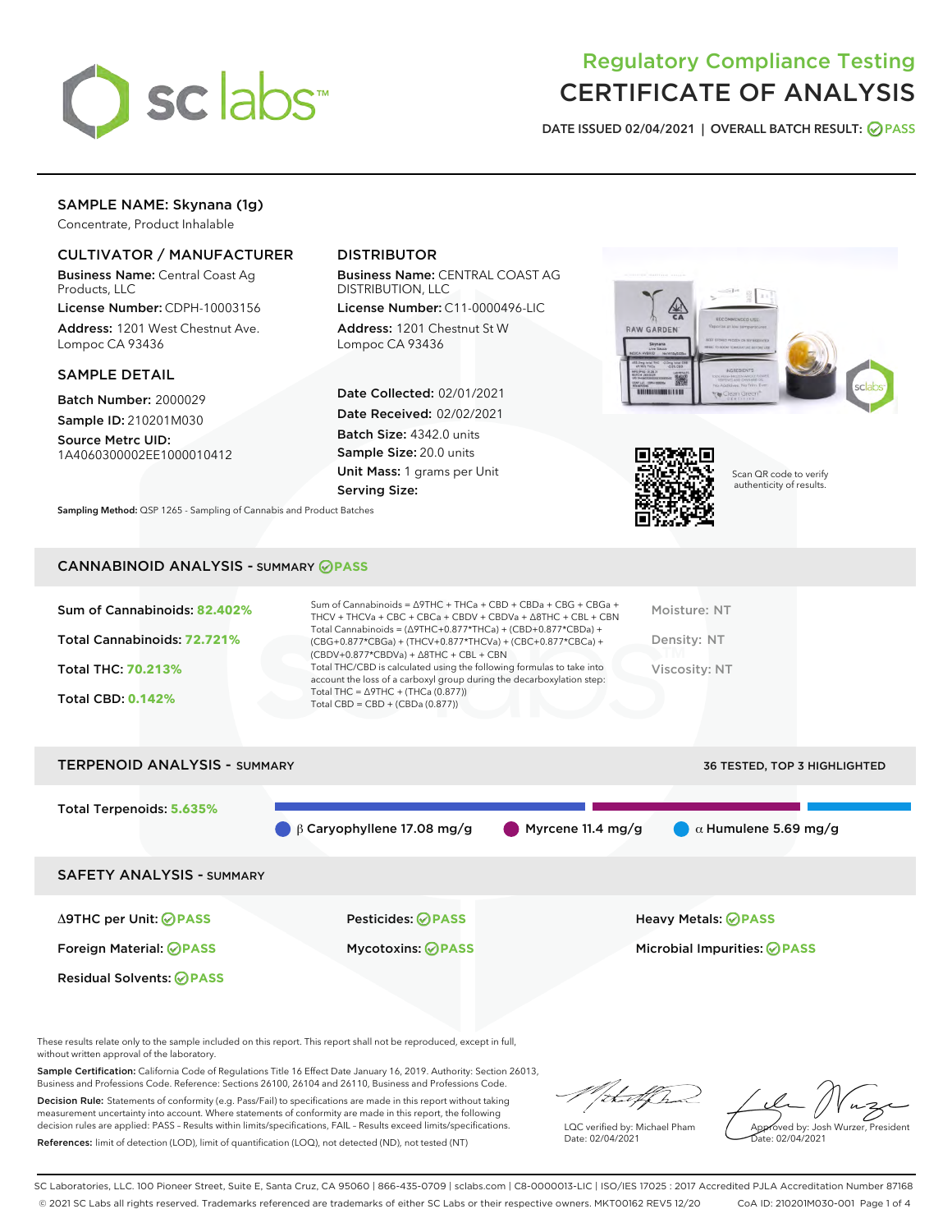sc labs™

# Regulatory Compliance Testing
# CERTIFICATE OF ANALYSIS

DATE ISSUED 02/04/2021 | OVERALL BATCH RESULT: PASS

## SAMPLE NAME: Skynana (1g)

Concentrate, Product Inhalable

### CULTIVATOR / MANUFACTURER

**Business Name:** Central Coast Ag Products, LLC

**License Number:** CDPH-10003156

**Address:** 1201 West Chestnut Ave. Lompoc CA 93436

### DISTRIBUTOR

**Business Name:** CENTRAL COAST AG DISTRIBUTION, LLC

**License Number:** C11-0000496-LIC

**Address:** 1201 Chestnut St W Lompoc CA 93436

### SAMPLE DETAIL

**Batch Number:** 2000029

**Sample ID:** 210201M030

**Source Metrc UID:** 1A4060300002EE1000010412

**Date Collected:** 02/01/2021

**Date Received:** 02/02/2021

**Batch Size:** 4342.0 units

**Sample Size:** 20.0 units

**Unit Mass:** 1 grams per Unit

**Serving Size:**

Scan QR code to verify authenticity of results.

**Sampling Method:** QSP 1265 - Sampling of Cannabis and Product Batches

## CANNABINOID ANALYSIS - SUMMARY PASS

**Sum of Cannabinoids:** 82.402%

**Total Cannabinoids:** 72.721%

**Total THC:** 70.213%

**Total CBD:** 0.142%

Sum of Cannabinoids = Δ9THC + THCa + CBD + CBDa + CBG + CBGa + THCV + THCVa + CBC + CBCa + CBDV + CBDVa + Δ8THC + CBL + CBN

Total Cannabinoids = (Δ9THC+0.877*THCa) + (CBD+0.877*CBDa) + (CBG+0.877*CBGa) + (THCV+0.877*THCVa) + (CBC+0.877*CBCa) + (CBDV+0.877*CBDVa) + Δ8THC + CBL + CBN

Total THC/CBD is calculated using the following formulas to take into account the loss of a carboxyl group during the decarboxylation step:

Total THC = Δ9THC + (THCa (0.877))

Total CBD = CBD + (CBDa (0.877))

Moisture: NT

Density: NT

Viscosity: NT

## TERPENOID ANALYSIS - SUMMARY

36 TESTED, TOP 3 HIGHLIGHTED

**Total Terpenoids:** 5.635%

β Caryophyllene 17.08 mg/g | Myrcene 11.4 mg/g | α Humulene 5.69 mg/g

## SAFETY ANALYSIS - SUMMARY

| | | |
|---|---|---|
| Δ9THC per Unit: PASS | Pesticides: PASS | Heavy Metals: PASS |
| Foreign Material: PASS | Mycotoxins: PASS | Microbial Impurities: PASS |
| Residual Solvents: PASS | | |

These results relate only to the sample included on this report. This report shall not be reproduced, except in full, without written approval of the laboratory.

**Sample Certification:** California Code of Regulations Title 16 Effect Date January 16, 2019. Authority: Section 26013, Business and Professions Code. Reference: Sections 26100, 26104 and 26110, Business and Professions Code.

**Decision Rule:** Statements of conformity (e.g. Pass/Fail) to specifications are made in this report without taking measurement uncertainty into account. Where statements of conformity are made in this report, the following decision rules are applied: PASS – Results within limits/specifications, FAIL – Results exceed limits/specifications.

**References:** limit of detection (LOD), limit of quantification (LOQ), not detected (ND), not tested (NT)

LQC verified by: Michael Pham
Date: 02/04/2021

Approved by: Josh Wurzer, President
Date: 02/04/2021

SC Laboratories, LLC. 100 Pioneer Street, Suite E, Santa Cruz, CA 95060 | 866-435-0709 | sclabs.com | C8-0000013-LIC | ISO/IES 17025 : 2017 Accredited PJLA Accreditation Number 87168
© 2021 SC Labs all rights reserved. Trademarks referenced are trademarks of either SC Labs or their respective owners. MKT00162 REV5 12/20 CoA ID: 210201M030-001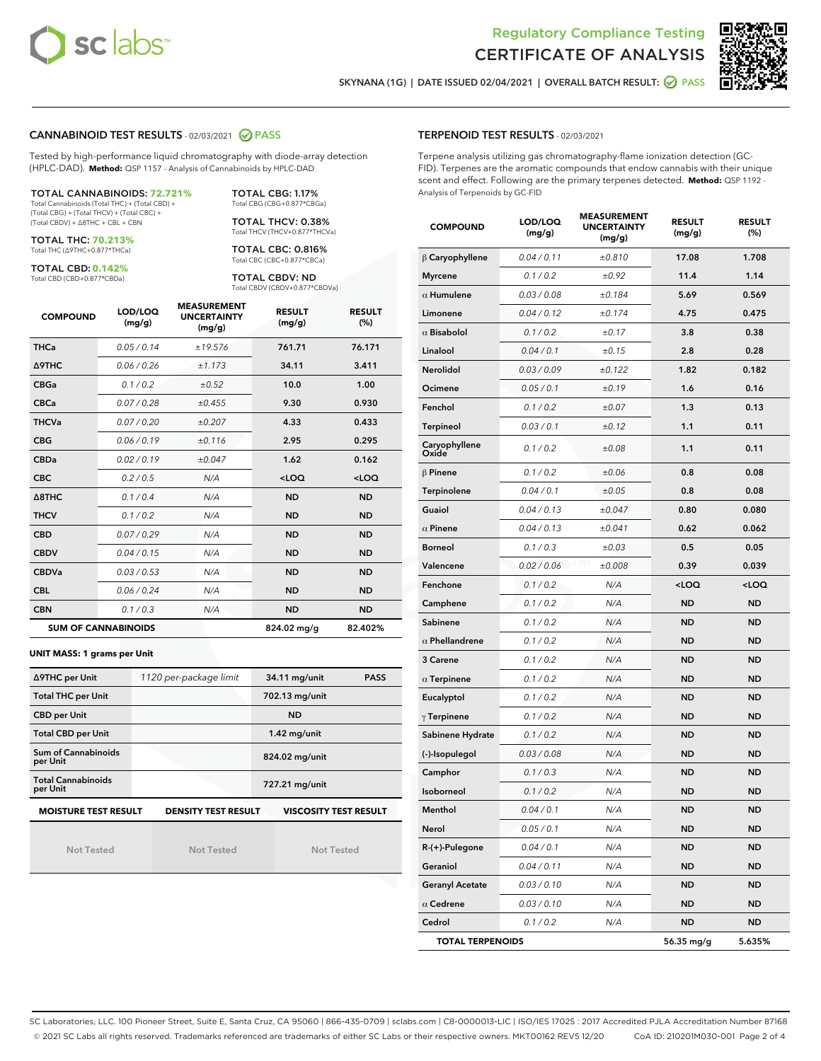Regulatory Compliance Testing
# CERTIFICATE OF ANALYSIS

SKYNANA (1G) | DATE ISSUED 02/04/2021 | OVERALL BATCH RESULT: PASS

## CANNABINOID TEST RESULTS - 02/03/2021 PASS

Tested by high-performance liquid chromatography with diode-array detection (HPLC-DAD). **Method:** QSP 1157 - Analysis of Cannabinoids by HPLC-DAD

**TOTAL CANNABINOIDS: 72.721%**
Total Cannabinoids (Total THC) + (Total CBD) + (Total CBG) + (Total THCV) + (Total CBC) + (Total CBDV) + Δ8THC + CBL + CBN

**TOTAL THC: 70.213%**
Total THC (Δ9THC+0.877*THCa)

**TOTAL CBD: 0.142%**
Total CBD (CBD+0.877*CBDa)

**TOTAL CBG: 1.17%**
Total CBG (CBG+0.877*CBGa)

**TOTAL THCV: 0.38%**
Total THCV (THCV+0.877*THCVa)

**TOTAL CBC: 0.816%**
Total CBC (CBC+0.877*CBCa)

**TOTAL CBDV: ND**
Total CBDV (CBDV+0.877*CBDVa)

| COMPOUND | LOD/LOQ (mg/g) | MEASUREMENT UNCERTAINTY (mg/g) | RESULT (mg/g) | RESULT (%) |
|---|---|---|---|---|
| THCa | 0.05 / 0.14 | ±19.576 | 761.71 | 76.171 |
| Δ9THC | 0.06 / 0.26 | ±1.173 | 34.11 | 3.411 |
| CBGa | 0.1 / 0.2 | ±0.52 | 10.0 | 1.00 |
| CBCa | 0.07 / 0.28 | ±0.455 | 9.30 | 0.930 |
| THCVa | 0.07 / 0.20 | ±0.207 | 4.33 | 0.433 |
| CBG | 0.06 / 0.19 | ±0.116 | 2.95 | 0.295 |
| CBDa | 0.02 / 0.19 | ±0.047 | 1.62 | 0.162 |
| CBC | 0.2 / 0.5 | N/A | <LOQ | <LOQ |
| Δ8THC | 0.1 / 0.4 | N/A | ND | ND |
| THCV | 0.1 / 0.2 | N/A | ND | ND |
| CBD | 0.07 / 0.29 | N/A | ND | ND |
| CBDV | 0.04 / 0.15 | N/A | ND | ND |
| CBDVa | 0.03 / 0.53 | N/A | ND | ND |
| CBL | 0.06 / 0.24 | N/A | ND | ND |
| CBN | 0.1 / 0.3 | N/A | ND | ND |
| **SUM OF CANNABINOIDS** | | | **824.02 mg/g** | **82.402%** |

**UNIT MASS: 1 grams per Unit**

| | | | |
|---|---|---|---|
| Δ9THC per Unit | 1120 per-package limit | 34.11 mg/unit | PASS |
| Total THC per Unit | | 702.13 mg/unit | |
| CBD per Unit | | ND | |
| Total CBD per Unit | | 1.42 mg/unit | |
| Sum of Cannabinoids per Unit | | 824.02 mg/unit | |
| Total Cannabinoids per Unit | | 727.21 mg/unit | |

| MOISTURE TEST RESULT | DENSITY TEST RESULT | VISCOSITY TEST RESULT |
|---|---|---|
| Not Tested | Not Tested | Not Tested |

## TERPENOID TEST RESULTS - 02/03/2021

Terpene analysis utilizing gas chromatography-flame ionization detection (GC-FID). Terpenes are the aromatic compounds that endow cannabis with their unique scent and effect. Following are the primary terpenes detected. **Method:** QSP 1192 - Analysis of Terpenoids by GC-FID

| COMPOUND | LOD/LOQ (mg/g) | MEASUREMENT UNCERTAINTY (mg/g) | RESULT (mg/g) | RESULT (%) |
|---|---|---|---|---|
| β Caryophyllene | 0.04 / 0.11 | ±0.810 | 17.08 | 1.708 |
| Myrcene | 0.1 / 0.2 | ±0.92 | 11.4 | 1.14 |
| α Humulene | 0.03 / 0.08 | ±0.184 | 5.69 | 0.569 |
| Limonene | 0.04 / 0.12 | ±0.174 | 4.75 | 0.475 |
| α Bisabolol | 0.1 / 0.2 | ±0.17 | 3.8 | 0.38 |
| Linalool | 0.04 / 0.1 | ±0.15 | 2.8 | 0.28 |
| Nerolidol | 0.03 / 0.09 | ±0.122 | 1.82 | 0.182 |
| Ocimene | 0.05 / 0.1 | ±0.19 | 1.6 | 0.16 |
| Fenchol | 0.1 / 0.2 | ±0.07 | 1.3 | 0.13 |
| Terpineol | 0.03 / 0.1 | ±0.12 | 1.1 | 0.11 |
| Caryophyllene Oxide | 0.1 / 0.2 | ±0.08 | 1.1 | 0.11 |
| β Pinene | 0.1 / 0.2 | ±0.06 | 0.8 | 0.08 |
| Terpinolene | 0.04 / 0.1 | ±0.05 | 0.8 | 0.08 |
| Guaiol | 0.04 / 0.13 | ±0.047 | 0.80 | 0.080 |
| α Pinene | 0.04 / 0.13 | ±0.041 | 0.62 | 0.062 |
| Borneol | 0.1 / 0.3 | ±0.03 | 0.5 | 0.05 |
| Valencene | 0.02 / 0.06 | ±0.008 | 0.39 | 0.039 |
| Fenchone | 0.1 / 0.2 | N/A | <LOQ | <LOQ |
| Camphene | 0.1 / 0.2 | N/A | ND | ND |
| Sabinene | 0.1 / 0.2 | N/A | ND | ND |
| α Phellandrene | 0.1 / 0.2 | N/A | ND | ND |
| 3 Carene | 0.1 / 0.2 | N/A | ND | ND |
| α Terpinene | 0.1 / 0.2 | N/A | ND | ND |
| Eucalyptol | 0.1 / 0.2 | N/A | ND | ND |
| γ Terpinene | 0.1 / 0.2 | N/A | ND | ND |
| Sabinene Hydrate | 0.1 / 0.2 | N/A | ND | ND |
| (-)-Isopulegol | 0.03 / 0.08 | N/A | ND | ND |
| Camphor | 0.1 / 0.3 | N/A | ND | ND |
| Isoborneol | 0.1 / 0.2 | N/A | ND | ND |
| Menthol | 0.04 / 0.1 | N/A | ND | ND |
| Nerol | 0.05 / 0.1 | N/A | ND | ND |
| R-(+)-Pulegone | 0.04 / 0.1 | N/A | ND | ND |
| Geraniol | 0.04 / 0.11 | N/A | ND | ND |
| Geranyl Acetate | 0.03 / 0.10 | N/A | ND | ND |
| α Cedrene | 0.03 / 0.10 | N/A | ND | ND |
| Cedrol | 0.1 / 0.2 | N/A | ND | ND |
| **TOTAL TERPENOIDS** | | | **56.35 mg/g** | **5.635%** |

SC Laboratories, LLC. 100 Pioneer Street, Suite E, Santa Cruz, CA 95060 | 866-435-0709 | sclabs.com | C8-0000013-LIC | ISO/IES 17025 : 2017 Accredited PJLA Accreditation Number 87168
© 2021 SC Labs all rights reserved. Trademarks referenced are trademarks of either SC Labs or their respective owners. MKT00162 REV5 12/20 CoA ID: 210201M030-001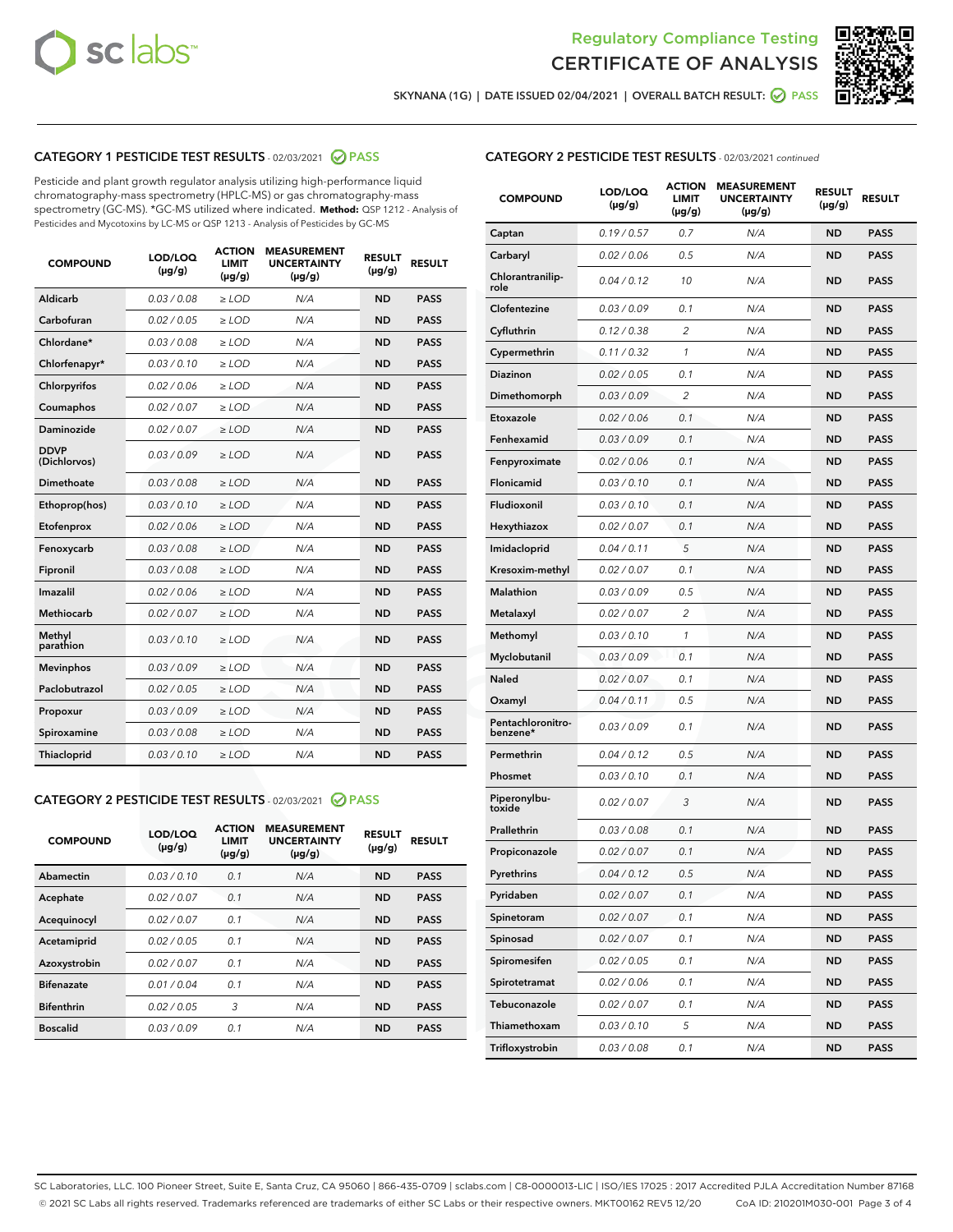Regulatory Compliance Testing
# CERTIFICATE OF ANALYSIS

SKYNANA (1G) | DATE ISSUED 02/04/2021 | OVERALL BATCH RESULT: PASS

## CATEGORY 1 PESTICIDE TEST RESULTS - 02/03/2021 PASS

Pesticide and plant growth regulator analysis utilizing high-performance liquid chromatography-mass spectrometry (HPLC-MS) or gas chromatography-mass spectrometry (GC-MS). *GC-MS utilized where indicated. **Method:** QSP 1212 - Analysis of Pesticides and Mycotoxins by LC-MS or QSP 1213 - Analysis of Pesticides by GC-MS

| COMPOUND | LOD/LOQ (µg/g) | ACTION LIMIT (µg/g) | MEASUREMENT UNCERTAINTY (µg/g) | RESULT (µg/g) | RESULT |
|---|---|---|---|---|---|
| Aldicarb | 0.03 / 0.08 | ≥ LOD | N/A | ND | PASS |
| Carbofuran | 0.02 / 0.05 | ≥ LOD | N/A | ND | PASS |
| Chlordane* | 0.03 / 0.08 | ≥ LOD | N/A | ND | PASS |
| Chlorfenapyr* | 0.03 / 0.10 | ≥ LOD | N/A | ND | PASS |
| Chlorpyrifos | 0.02 / 0.06 | ≥ LOD | N/A | ND | PASS |
| Coumaphos | 0.02 / 0.07 | ≥ LOD | N/A | ND | PASS |
| Daminozide | 0.02 / 0.07 | ≥ LOD | N/A | ND | PASS |
| DDVP (Dichlorvos) | 0.03 / 0.09 | ≥ LOD | N/A | ND | PASS |
| Dimethoate | 0.03 / 0.08 | ≥ LOD | N/A | ND | PASS |
| Ethoprop(hos) | 0.03 / 0.10 | ≥ LOD | N/A | ND | PASS |
| Etofenprox | 0.02 / 0.06 | ≥ LOD | N/A | ND | PASS |
| Fenoxycarb | 0.03 / 0.08 | ≥ LOD | N/A | ND | PASS |
| Fipronil | 0.03 / 0.08 | ≥ LOD | N/A | ND | PASS |
| Imazalil | 0.02 / 0.06 | ≥ LOD | N/A | ND | PASS |
| Methiocarb | 0.02 / 0.07 | ≥ LOD | N/A | ND | PASS |
| Methyl parathion | 0.03 / 0.10 | ≥ LOD | N/A | ND | PASS |
| Mevinphos | 0.03 / 0.09 | ≥ LOD | N/A | ND | PASS |
| Paclobutrazol | 0.02 / 0.05 | ≥ LOD | N/A | ND | PASS |
| Propoxur | 0.03 / 0.09 | ≥ LOD | N/A | ND | PASS |
| Spiroxamine | 0.03 / 0.08 | ≥ LOD | N/A | ND | PASS |
| Thiacloprid | 0.03 / 0.10 | ≥ LOD | N/A | ND | PASS |

## CATEGORY 2 PESTICIDE TEST RESULTS - 02/03/2021 PASS

| COMPOUND | LOD/LOQ (µg/g) | ACTION LIMIT (µg/g) | MEASUREMENT UNCERTAINTY (µg/g) | RESULT (µg/g) | RESULT |
|---|---|---|---|---|---|
| Abamectin | 0.03 / 0.10 | 0.1 | N/A | ND | PASS |
| Acephate | 0.02 / 0.07 | 0.1 | N/A | ND | PASS |
| Acequinocyl | 0.02 / 0.07 | 0.1 | N/A | ND | PASS |
| Acetamiprid | 0.02 / 0.05 | 0.1 | N/A | ND | PASS |
| Azoxystrobin | 0.02 / 0.07 | 0.1 | N/A | ND | PASS |
| Bifenazate | 0.01 / 0.04 | 0.1 | N/A | ND | PASS |
| Bifenthrin | 0.02 / 0.05 | 3 | N/A | ND | PASS |
| Boscalid | 0.03 / 0.09 | 0.1 | N/A | ND | PASS |
| Captan | 0.19 / 0.57 | 0.7 | N/A | ND | PASS |
| Carbaryl | 0.02 / 0.06 | 0.5 | N/A | ND | PASS |
| Chlorantraniliprole | 0.04 / 0.12 | 10 | N/A | ND | PASS |
| Clofentezine | 0.03 / 0.09 | 0.1 | N/A | ND | PASS |
| Cyfluthrin | 0.12 / 0.38 | 2 | N/A | ND | PASS |
| Cypermethrin | 0.11 / 0.32 | 1 | N/A | ND | PASS |
| Diazinon | 0.02 / 0.05 | 0.1 | N/A | ND | PASS |
| Dimethomorph | 0.03 / 0.09 | 2 | N/A | ND | PASS |
| Etoxazole | 0.02 / 0.06 | 0.1 | N/A | ND | PASS |
| Fenhexamid | 0.03 / 0.09 | 0.1 | N/A | ND | PASS |
| Fenpyroximate | 0.02 / 0.06 | 0.1 | N/A | ND | PASS |
| Flonicamid | 0.03 / 0.10 | 0.1 | N/A | ND | PASS |
| Fludioxonil | 0.03 / 0.10 | 0.1 | N/A | ND | PASS |
| Hexythiazox | 0.02 / 0.07 | 0.1 | N/A | ND | PASS |
| Imidacloprid | 0.04 / 0.11 | 5 | N/A | ND | PASS |
| Kresoxim-methyl | 0.02 / 0.07 | 0.1 | N/A | ND | PASS |
| Malathion | 0.03 / 0.09 | 0.5 | N/A | ND | PASS |
| Metalaxyl | 0.02 / 0.07 | 2 | N/A | ND | PASS |
| Methomyl | 0.03 / 0.10 | 1 | N/A | ND | PASS |
| Myclobutanil | 0.03 / 0.09 | 0.1 | N/A | ND | PASS |
| Naled | 0.02 / 0.07 | 0.1 | N/A | ND | PASS |
| Oxamyl | 0.04 / 0.11 | 0.5 | N/A | ND | PASS |
| Pentachloronitrobenzene* | 0.03 / 0.09 | 0.1 | N/A | ND | PASS |
| Permethrin | 0.04 / 0.12 | 0.5 | N/A | ND | PASS |
| Phosmet | 0.03 / 0.10 | 0.1 | N/A | ND | PASS |
| Piperonylbutoxide | 0.02 / 0.07 | 3 | N/A | ND | PASS |
| Prallethrin | 0.03 / 0.08 | 0.1 | N/A | ND | PASS |
| Propiconazole | 0.02 / 0.07 | 0.1 | N/A | ND | PASS |
| Pyrethrins | 0.04 / 0.12 | 0.5 | N/A | ND | PASS |
| Pyridaben | 0.02 / 0.07 | 0.1 | N/A | ND | PASS |
| Spinetoram | 0.02 / 0.07 | 0.1 | N/A | ND | PASS |
| Spinosad | 0.02 / 0.07 | 0.1 | N/A | ND | PASS |
| Spiromesifen | 0.02 / 0.05 | 0.1 | N/A | ND | PASS |
| Spirotetramat | 0.02 / 0.06 | 0.1 | N/A | ND | PASS |
| Tebuconazole | 0.02 / 0.07 | 0.1 | N/A | ND | PASS |
| Thiamethoxam | 0.03 / 0.10 | 5 | N/A | ND | PASS |
| Trifloxystrobin | 0.03 / 0.08 | 0.1 | N/A | ND | PASS |

SC Laboratories, LLC. 100 Pioneer Street, Suite E, Santa Cruz, CA 95060 | 866-435-0709 | sclabs.com | C8-0000013-LIC | ISO/IES 17025 : 2017 Accredited PJLA Accreditation Number 87168
© 2021 SC Labs all rights reserved. Trademarks referenced are trademarks of either SC Labs or their respective owners. MKT00162 REV5 12/20 CoA ID: 210201M030-001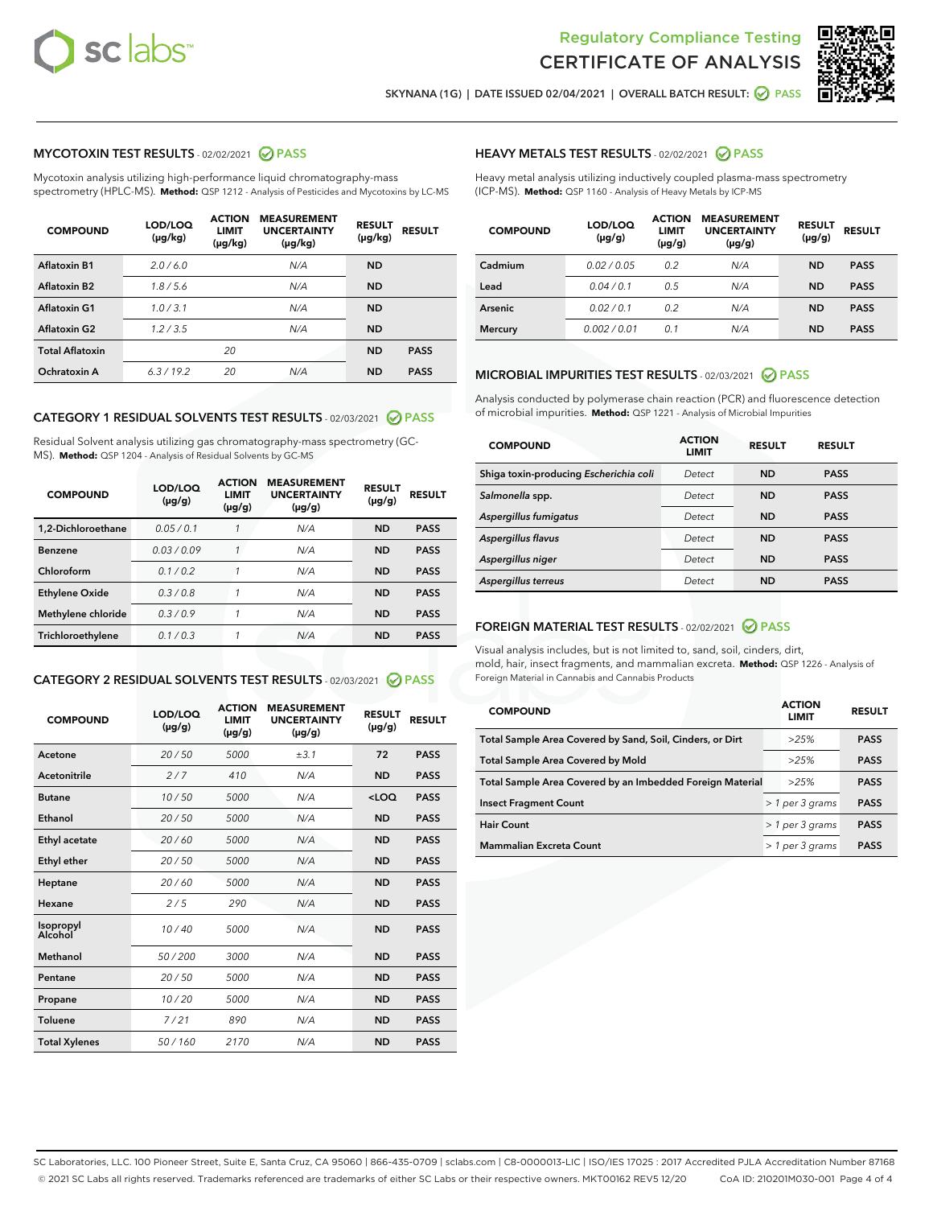Regulatory Compliance Testing

# CERTIFICATE OF ANALYSIS

SKYNANA (1G) | DATE ISSUED 02/04/2021 | OVERALL BATCH RESULT: PASS

## MYCOTOXIN TEST RESULTS - 02/02/2021 PASS

Mycotoxin analysis utilizing high-performance liquid chromatography-mass spectrometry (HPLC-MS). **Method:** QSP 1212 - Analysis of Pesticides and Mycotoxins by LC-MS

| COMPOUND | LOD/LOQ (µg/kg) | ACTION LIMIT (µg/kg) | MEASUREMENT UNCERTAINTY (µg/kg) | RESULT (µg/kg) | RESULT |
|---|---|---|---|---|---|
| Aflatoxin B1 | 2.0 / 6.0 | | N/A | ND | |
| Aflatoxin B2 | 1.8 / 5.6 | | N/A | ND | |
| Aflatoxin G1 | 1.0 / 3.1 | | N/A | ND | |
| Aflatoxin G2 | 1.2 / 3.5 | | N/A | ND | |
| Total Aflatoxin | | 20 | | ND | PASS |
| Ochratoxin A | 6.3 / 19.2 | 20 | N/A | ND | PASS |

## CATEGORY 1 RESIDUAL SOLVENTS TEST RESULTS - 02/03/2021 PASS

Residual Solvent analysis utilizing gas chromatography-mass spectrometry (GC-MS). **Method:** QSP 1204 - Analysis of Residual Solvents by GC-MS

| COMPOUND | LOD/LOQ (µg/g) | ACTION LIMIT (µg/g) | MEASUREMENT UNCERTAINTY (µg/g) | RESULT (µg/g) | RESULT |
|---|---|---|---|---|---|
| 1,2-Dichloroethane | 0.05 / 0.1 | 1 | N/A | ND | PASS |
| Benzene | 0.03 / 0.09 | 1 | N/A | ND | PASS |
| Chloroform | 0.1 / 0.2 | 1 | N/A | ND | PASS |
| Ethylene Oxide | 0.3 / 0.8 | 1 | N/A | ND | PASS |
| Methylene chloride | 0.3 / 0.9 | 1 | N/A | ND | PASS |
| Trichloroethylene | 0.1 / 0.3 | 1 | N/A | ND | PASS |

## CATEGORY 2 RESIDUAL SOLVENTS TEST RESULTS - 02/03/2021 PASS

| COMPOUND | LOD/LOQ (µg/g) | ACTION LIMIT (µg/g) | MEASUREMENT UNCERTAINTY (µg/g) | RESULT (µg/g) | RESULT |
|---|---|---|---|---|---|
| Acetone | 20 / 50 | 5000 | ±3.1 | 72 | PASS |
| Acetonitrile | 2 / 7 | 410 | N/A | ND | PASS |
| Butane | 10 / 50 | 5000 | N/A | <LOQ | PASS |
| Ethanol | 20 / 50 | 5000 | N/A | ND | PASS |
| Ethyl acetate | 20 / 60 | 5000 | N/A | ND | PASS |
| Ethyl ether | 20 / 50 | 5000 | N/A | ND | PASS |
| Heptane | 20 / 60 | 5000 | N/A | ND | PASS |
| Hexane | 2 / 5 | 290 | N/A | ND | PASS |
| Isopropyl Alcohol | 10 / 40 | 5000 | N/A | ND | PASS |
| Methanol | 50 / 200 | 3000 | N/A | ND | PASS |
| Pentane | 20 / 50 | 5000 | N/A | ND | PASS |
| Propane | 10 / 20 | 5000 | N/A | ND | PASS |
| Toluene | 7 / 21 | 890 | N/A | ND | PASS |
| Total Xylenes | 50 / 160 | 2170 | N/A | ND | PASS |

## HEAVY METALS TEST RESULTS - 02/02/2021 PASS

Heavy metal analysis utilizing inductively coupled plasma-mass spectrometry (ICP-MS). **Method:** QSP 1160 - Analysis of Heavy Metals by ICP-MS

| COMPOUND | LOD/LOQ (µg/g) | ACTION LIMIT (µg/g) | MEASUREMENT UNCERTAINTY (µg/g) | RESULT (µg/g) | RESULT |
|---|---|---|---|---|---|
| Cadmium | 0.02 / 0.05 | 0.2 | N/A | ND | PASS |
| Lead | 0.04 / 0.1 | 0.5 | N/A | ND | PASS |
| Arsenic | 0.02 / 0.1 | 0.2 | N/A | ND | PASS |
| Mercury | 0.002 / 0.01 | 0.1 | N/A | ND | PASS |

## MICROBIAL IMPURITIES TEST RESULTS - 02/03/2021 PASS

Analysis conducted by polymerase chain reaction (PCR) and fluorescence detection of microbial impurities. **Method:** QSP 1221 - Analysis of Microbial Impurities

| COMPOUND | ACTION LIMIT | RESULT | RESULT |
|---|---|---|---|
| Shiga toxin-producing *Escherichia coli* | Detect | ND | PASS |
| *Salmonella* spp. | Detect | ND | PASS |
| *Aspergillus fumigatus* | Detect | ND | PASS |
| *Aspergillus flavus* | Detect | ND | PASS |
| *Aspergillus niger* | Detect | ND | PASS |
| *Aspergillus terreus* | Detect | ND | PASS |

## FOREIGN MATERIAL TEST RESULTS - 02/02/2021 PASS

Visual analysis includes, but is not limited to, sand, soil, cinders, dirt, mold, hair, insect fragments, and mammalian excreta. **Method:** QSP 1226 - Analysis of Foreign Material in Cannabis and Cannabis Products

| COMPOUND | ACTION LIMIT | RESULT |
|---|---|---|
| Total Sample Area Covered by Sand, Soil, Cinders, or Dirt | >25% | PASS |
| Total Sample Area Covered by Mold | >25% | PASS |
| Total Sample Area Covered by an Imbedded Foreign Material | >25% | PASS |
| Insect Fragment Count | > 1 per 3 grams | PASS |
| Hair Count | > 1 per 3 grams | PASS |
| Mammalian Excreta Count | > 1 per 3 grams | PASS |

SC Laboratories, LLC. 100 Pioneer Street, Suite E, Santa Cruz, CA 95060 | 866-435-0709 | sclabs.com | C8-0000013-LIC | ISO/IES 17025 : 2017 Accredited PJLA Accreditation Number 87168
© 2021 SC Labs all rights reserved. Trademarks referenced are trademarks of either SC Labs or their respective owners. MKT00162 REV5 12/20 CoA ID: 210201M030-001